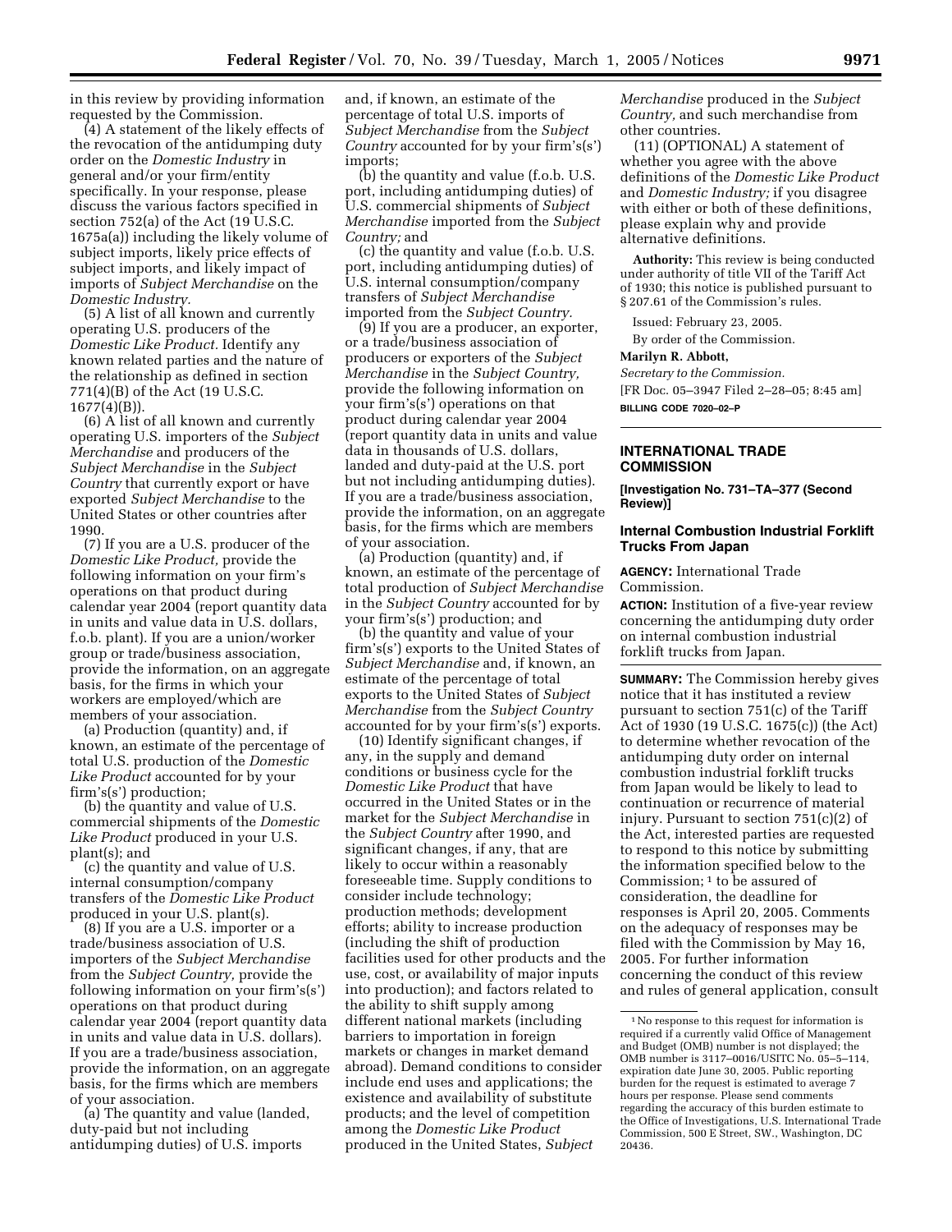in this review by providing information requested by the Commission.

(4) A statement of the likely effects of the revocation of the antidumping duty order on the *Domestic Industry* in general and/or your firm/entity specifically. In your response, please discuss the various factors specified in section 752(a) of the Act (19 U.S.C. 1675a(a)) including the likely volume of subject imports, likely price effects of subject imports, and likely impact of imports of *Subject Merchandise* on the *Domestic Industry*.

(5) A list of all known and currently operating U.S. producers of the *Domestic Like Product.* Identify any known related parties and the nature of the relationship as defined in section 771(4)(B) of the Act (19 U.S.C. 1677(4)(B)).

(6) A list of all known and currently operating U.S. importers of the *Subject Merchandise* and producers of the *Subject Merchandise* in the *Subject Country* that currently export or have exported *Subject Merchandise* to the United States or other countries after 1990.

(7) If you are a U.S. producer of the *Domestic Like Product,* provide the following information on your firm's operations on that product during calendar year 2004 (report quantity data in units and value data in U.S. dollars, f.o.b. plant). If you are a union/worker group or trade/business association, provide the information, on an aggregate basis, for the firms in which your workers are employed/which are members of your association.

(a) Production (quantity) and, if known, an estimate of the percentage of total U.S. production of the *Domestic Like Product* accounted for by your firm's(s') production;

(b) the quantity and value of U.S. commercial shipments of the *Domestic Like Product* produced in your U.S. plant(s); and

(c) the quantity and value of U.S. internal consumption/company transfers of the *Domestic Like Product* produced in your U.S. plant(s).

(8) If you are a U.S. importer or a trade/business association of U.S. importers of the *Subject Merchandise* from the *Subject Country,* provide the following information on your firm's(s') operations on that product during calendar year 2004 (report quantity data in units and value data in U.S. dollars). If you are a trade/business association, provide the information, on an aggregate basis, for the firms which are members of your association.

(a) The quantity and value (landed, duty-paid but not including antidumping duties) of U.S. imports and, if known, an estimate of the percentage of total U.S. imports of *Subject Merchandise* from the *Subject Country* accounted for by your firm's(s') imports;

(b) the quantity and value (f.o.b. U.S. port, including antidumping duties) of U.S. commercial shipments of *Subject Merchandise* imported from the *Subject Country;* and

(c) the quantity and value (f.o.b. U.S. port, including antidumping duties) of U.S. internal consumption/company transfers of *Subject Merchandise* imported from the *Subject Country.*

(9) If you are a producer, an exporter, or a trade/business association of producers or exporters of the *Subject Merchandise* in the *Subject Country,* provide the following information on your firm's(s') operations on that product during calendar year 2004 (report quantity data in units and value data in thousands of U.S. dollars, landed and duty-paid at the U.S. port but not including antidumping duties). If you are a trade/business association, provide the information, on an aggregate basis, for the firms which are members of your association.

(a) Production (quantity) and, if known, an estimate of the percentage of total production of *Subject Merchandise* in the *Subject Country* accounted for by your firm's(s') production; and

(b) the quantity and value of your firm's(s') exports to the United States of *Subject Merchandise* and, if known, an estimate of the percentage of total exports to the United States of *Subject Merchandise* from the *Subject Country* accounted for by your firm's(s') exports.

(10) Identify significant changes, if any, in the supply and demand conditions or business cycle for the *Domestic Like Product* that have occurred in the United States or in the market for the *Subject Merchandise* in the *Subject Country* after 1990, and significant changes, if any, that are likely to occur within a reasonably foreseeable time. Supply conditions to consider include technology; production methods; development efforts; ability to increase production (including the shift of production facilities used for other products and the use, cost, or availability of major inputs into production); and factors related to the ability to shift supply among different national markets (including barriers to importation in foreign markets or changes in market demand abroad). Demand conditions to consider include end uses and applications; the existence and availability of substitute products; and the level of competition among the *Domestic Like Product* produced in the United States, *Subject Merchandise* produced in the *Subject Country,* and such merchandise from other countries.

(11) (OPTIONAL) A statement of whether you agree with the above definitions of the *Domestic Like Product* and *Domestic Industry;* if you disagree with either or both of these definitions, please explain why and provide alternative definitions.

**Authority:** This review is being conducted under authority of title VII of the Tariff Act of 1930; this notice is published pursuant to § 207.61 of the Commission's rules.

Issued: February 23, 2005.

By order of the Commission.

**Marilyn R. Abbott,**

*Secretary to the Commission.*

[FR Doc. 05–3947 Filed 2–28–05; 8:45 am]

**BILLING CODE 7020–02–P**

---

## INTERNATIONAL TRADE COMMISSION

**[Investigation No. 731–TA–377 (Second Review)]**

### Internal Combustion Industrial Forklift Trucks From Japan

**AGENCY:** International Trade Commission.

**ACTION:** Institution of a five-year review concerning the antidumping duty order on internal combustion industrial forklift trucks from Japan.

**SUMMARY:** The Commission hereby gives notice that it has instituted a review pursuant to section 751(c) of the Tariff Act of 1930 (19 U.S.C. 1675(c)) (the Act) to determine whether revocation of the antidumping duty order on internal combustion industrial forklift trucks from Japan would be likely to lead to continuation or recurrence of material injury. Pursuant to section 751(c)(2) of the Act, interested parties are requested to respond to this notice by submitting the information specified below to the Commission; [1] to be assured of consideration, the deadline for responses is April 20, 2005. Comments on the adequacy of responses may be filed with the Commission by May 16, 2005. For further information concerning the conduct of this review and rules of general application, consult

[1] No response to this request for information is required if a currently valid Office of Management and Budget (OMB) number is not displayed; the OMB number is 3117–0016/USITC No. 05–5–114, expiration date June 30, 2005. Public reporting burden for the request is estimated to average 7 hours per response. Please send comments regarding the accuracy of this burden estimate to the Office of Investigations, U.S. International Trade Commission, 500 E Street, SW., Washington, DC 20436.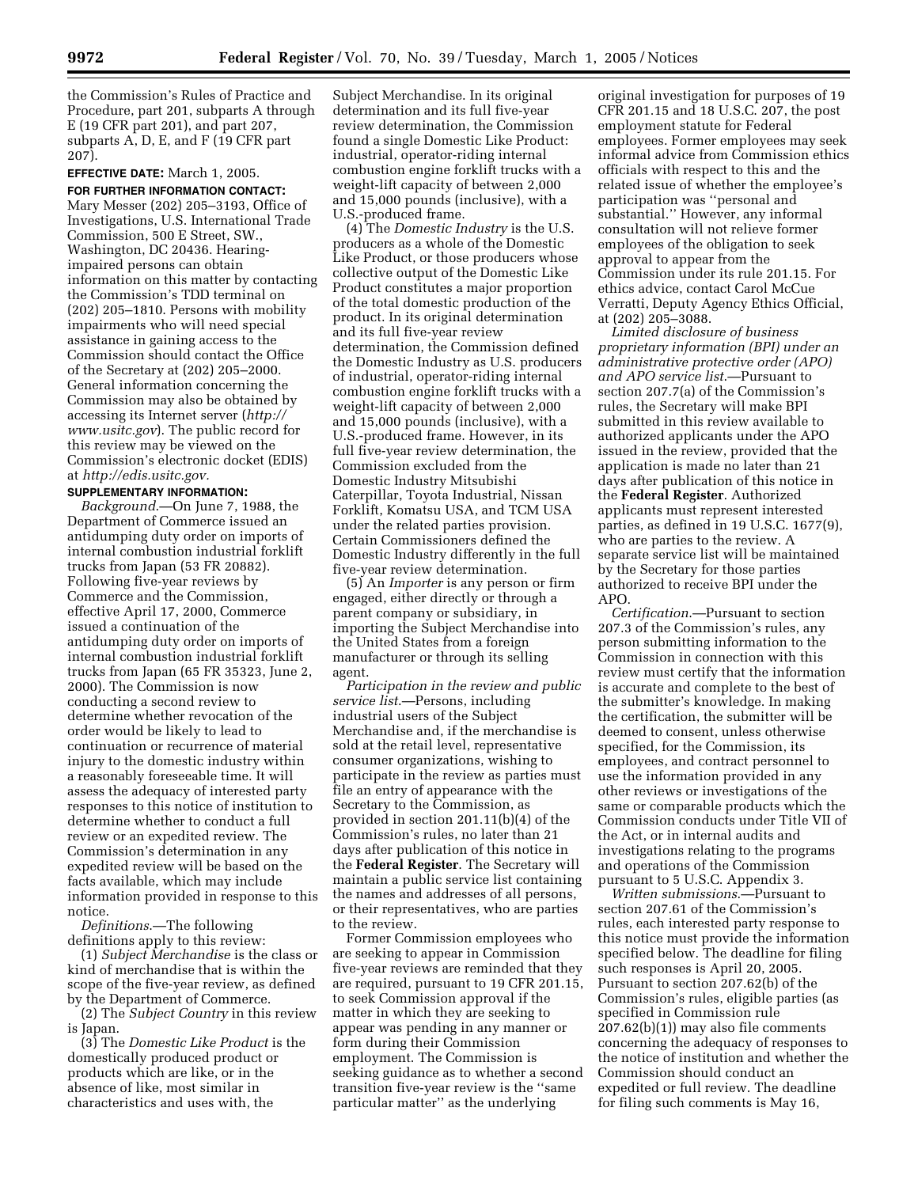the Commission's Rules of Practice and Procedure, part 201, subparts A through E (19 CFR part 201), and part 207, subparts A, D, E, and F (19 CFR part 207).

**EFFECTIVE DATE:** March 1, 2005.

**FOR FURTHER INFORMATION CONTACT:** Mary Messer (202) 205–3193, Office of Investigations, U.S. International Trade Commission, 500 E Street, SW., Washington, DC 20436. Hearing-impaired persons can obtain information on this matter by contacting the Commission's TDD terminal on (202) 205–1810. Persons with mobility impairments who will need special assistance in gaining access to the Commission should contact the Office of the Secretary at (202) 205–2000. General information concerning the Commission may also be obtained by accessing its Internet server (*http://www.usitc.gov*). The public record for this review may be viewed on the Commission's electronic docket (EDIS) at *http://edis.usitc.gov.*

**SUPPLEMENTARY INFORMATION:**

*Background.*—On June 7, 1988, the Department of Commerce issued an antidumping duty order on imports of internal combustion industrial forklift trucks from Japan (53 FR 20882). Following five-year reviews by Commerce and the Commission, effective April 17, 2000, Commerce issued a continuation of the antidumping duty order on imports of internal combustion industrial forklift trucks from Japan (65 FR 35323, June 2, 2000). The Commission is now conducting a second review to determine whether revocation of the order would be likely to lead to continuation or recurrence of material injury to the domestic industry within a reasonably foreseeable time. It will assess the adequacy of interested party responses to this notice of institution to determine whether to conduct a full review or an expedited review. The Commission's determination in any expedited review will be based on the facts available, which may include information provided in response to this notice.

*Definitions.*—The following definitions apply to this review:

(1) *Subject Merchandise* is the class or kind of merchandise that is within the scope of the five-year review, as defined by the Department of Commerce.

(2) The *Subject Country* in this review is Japan.

(3) The *Domestic Like Product* is the domestically produced product or products which are like, or in the absence of like, most similar in characteristics and uses with, the Subject Merchandise. In its original determination and its full five-year review determination, the Commission found a single Domestic Like Product: industrial, operator-riding internal combustion engine forklift trucks with a weight-lift capacity of between 2,000 and 15,000 pounds (inclusive), with a U.S.-produced frame.

(4) The *Domestic Industry* is the U.S. producers as a whole of the Domestic Like Product, or those producers whose collective output of the Domestic Like Product constitutes a major proportion of the total domestic production of the product. In its original determination and its full five-year review determination, the Commission defined the Domestic Industry as U.S. producers of industrial, operator-riding internal combustion engine forklift trucks with a weight-lift capacity of between 2,000 and 15,000 pounds (inclusive), with a U.S.-produced frame. However, in its full five-year review determination, the Commission excluded from the Domestic Industry Mitsubishi Caterpillar, Toyota Industrial, Nissan Forklift, Komatsu USA, and TCM USA under the related parties provision. Certain Commissioners defined the Domestic Industry differently in the full five-year review determination.

(5) An *Importer* is any person or firm engaged, either directly or through a parent company or subsidiary, in importing the Subject Merchandise into the United States from a foreign manufacturer or through its selling agent.

*Participation in the review and public service list.*—Persons, including industrial users of the Subject Merchandise and, if the merchandise is sold at the retail level, representative consumer organizations, wishing to participate in the review as parties must file an entry of appearance with the Secretary to the Commission, as provided in section 201.11(b)(4) of the Commission's rules, no later than 21 days after publication of this notice in the **Federal Register**. The Secretary will maintain a public service list containing the names and addresses of all persons, or their representatives, who are parties to the review.

Former Commission employees who are seeking to appear in Commission five-year reviews are reminded that they are required, pursuant to 19 CFR 201.15, to seek Commission approval if the matter in which they are seeking to appear was pending in any manner or form during their Commission employment. The Commission is seeking guidance as to whether a second transition five-year review is the ''same particular matter'' as the underlying original investigation for purposes of 19 CFR 201.15 and 18 U.S.C. 207, the post employment statute for Federal employees. Former employees may seek informal advice from Commission ethics officials with respect to this and the related issue of whether the employee's participation was ''personal and substantial.'' However, any informal consultation will not relieve former employees of the obligation to seek approval to appear from the Commission under its rule 201.15. For ethics advice, contact Carol McCue Verratti, Deputy Agency Ethics Official, at (202) 205–3088.

*Limited disclosure of business proprietary information (BPI) under an administrative protective order (APO) and APO service list.*—Pursuant to section 207.7(a) of the Commission's rules, the Secretary will make BPI submitted in this review available to authorized applicants under the APO issued in the review, provided that the application is made no later than 21 days after publication of this notice in the **Federal Register**. Authorized applicants must represent interested parties, as defined in 19 U.S.C. 1677(9), who are parties to the review. A separate service list will be maintained by the Secretary for those parties authorized to receive BPI under the APO.

*Certification.*—Pursuant to section 207.3 of the Commission's rules, any person submitting information to the Commission in connection with this review must certify that the information is accurate and complete to the best of the submitter's knowledge. In making the certification, the submitter will be deemed to consent, unless otherwise specified, for the Commission, its employees, and contract personnel to use the information provided in any other reviews or investigations of the same or comparable products which the Commission conducts under Title VII of the Act, or in internal audits and investigations relating to the programs and operations of the Commission pursuant to 5 U.S.C. Appendix 3.

*Written submissions.*—Pursuant to section 207.61 of the Commission's rules, each interested party response to this notice must provide the information specified below. The deadline for filing such responses is April 20, 2005. Pursuant to section 207.62(b) of the Commission's rules, eligible parties (as specified in Commission rule 207.62(b)(1)) may also file comments concerning the adequacy of responses to the notice of institution and whether the Commission should conduct an expedited or full review. The deadline for filing such comments is May 16,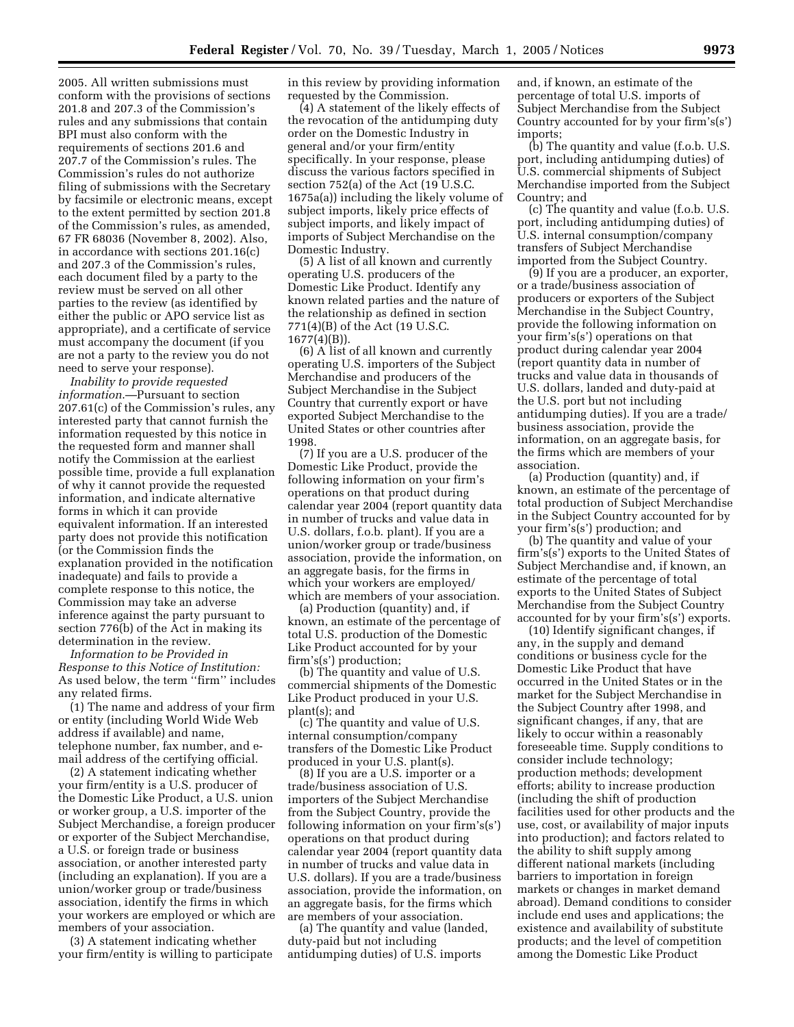2005. All written submissions must conform with the provisions of sections 201.8 and 207.3 of the Commission's rules and any submissions that contain BPI must also conform with the requirements of sections 201.6 and 207.7 of the Commission's rules. The Commission's rules do not authorize filing of submissions with the Secretary by facsimile or electronic means, except to the extent permitted by section 201.8 of the Commission's rules, as amended, 67 FR 68036 (November 8, 2002). Also, in accordance with sections 201.16(c) and 207.3 of the Commission's rules, each document filed by a party to the review must be served on all other parties to the review (as identified by either the public or APO service list as appropriate), and a certificate of service must accompany the document (if you are not a party to the review you do not need to serve your response).

*Inability to provide requested information.*—Pursuant to section 207.61(c) of the Commission's rules, any interested party that cannot furnish the information requested by this notice in the requested form and manner shall notify the Commission at the earliest possible time, provide a full explanation of why it cannot provide the requested information, and indicate alternative forms in which it can provide equivalent information. If an interested party does not provide this notification (or the Commission finds the explanation provided in the notification inadequate) and fails to provide a complete response to this notice, the Commission may take an adverse inference against the party pursuant to section 776(b) of the Act in making its determination in the review.

*Information to be Provided in Response to this Notice of Institution:* As used below, the term "firm" includes any related firms.

(1) The name and address of your firm or entity (including World Wide Web address if available) and name, telephone number, fax number, and e-mail address of the certifying official.

(2) A statement indicating whether your firm/entity is a U.S. producer of the Domestic Like Product, a U.S. union or worker group, a U.S. importer of the Subject Merchandise, a foreign producer or exporter of the Subject Merchandise, a U.S. or foreign trade or business association, or another interested party (including an explanation). If you are a union/worker group or trade/business association, identify the firms in which your workers are employed or which are members of your association.

(3) A statement indicating whether your firm/entity is willing to participate in this review by providing information requested by the Commission.

(4) A statement of the likely effects of the revocation of the antidumping duty order on the Domestic Industry in general and/or your firm/entity specifically. In your response, please discuss the various factors specified in section 752(a) of the Act (19 U.S.C. 1675a(a)) including the likely volume of subject imports, likely price effects of subject imports, and likely impact of imports of Subject Merchandise on the Domestic Industry.

(5) A list of all known and currently operating U.S. producers of the Domestic Like Product. Identify any known related parties and the nature of the relationship as defined in section 771(4)(B) of the Act (19 U.S.C. 1677(4)(B)).

(6) A list of all known and currently operating U.S. importers of the Subject Merchandise and producers of the Subject Merchandise in the Subject Country that currently export or have exported Subject Merchandise to the United States or other countries after 1998.

(7) If you are a U.S. producer of the Domestic Like Product, provide the following information on your firm's operations on that product during calendar year 2004 (report quantity data in number of trucks and value data in U.S. dollars, f.o.b. plant). If you are a union/worker group or trade/business association, provide the information, on an aggregate basis, for the firms in which your workers are employed/which are members of your association.

(a) Production (quantity) and, if known, an estimate of the percentage of total U.S. production of the Domestic Like Product accounted for by your firm's(s') production;

(b) The quantity and value of U.S. commercial shipments of the Domestic Like Product produced in your U.S. plant(s); and

(c) The quantity and value of U.S. internal consumption/company transfers of the Domestic Like Product produced in your U.S. plant(s).

(8) If you are a U.S. importer or a trade/business association of U.S. importers of the Subject Merchandise from the Subject Country, provide the following information on your firm's(s') operations on that product during calendar year 2004 (report quantity data in number of trucks and value data in U.S. dollars). If you are a trade/business association, provide the information, on an aggregate basis, for the firms which are members of your association.

(a) The quantity and value (landed, duty-paid but not including antidumping duties) of U.S. imports and, if known, an estimate of the percentage of total U.S. imports of Subject Merchandise from the Subject Country accounted for by your firm's(s') imports;

(b) The quantity and value (f.o.b. U.S. port, including antidumping duties) of U.S. commercial shipments of Subject Merchandise imported from the Subject Country; and

(c) The quantity and value (f.o.b. U.S. port, including antidumping duties) of U.S. internal consumption/company transfers of Subject Merchandise imported from the Subject Country.

(9) If you are a producer, an exporter, or a trade/business association of producers or exporters of the Subject Merchandise in the Subject Country, provide the following information on your firm's(s') operations on that product during calendar year 2004 (report quantity data in number of trucks and value data in thousands of U.S. dollars, landed and duty-paid at the U.S. port but not including antidumping duties). If you are a trade/business association, provide the information, on an aggregate basis, for the firms which are members of your association.

(a) Production (quantity) and, if known, an estimate of the percentage of total production of Subject Merchandise in the Subject Country accounted for by your firm's(s') production; and

(b) The quantity and value of your firm's(s') exports to the United States of Subject Merchandise and, if known, an estimate of the percentage of total exports to the United States of Subject Merchandise from the Subject Country accounted for by your firm's(s') exports.

(10) Identify significant changes, if any, in the supply and demand conditions or business cycle for the Domestic Like Product that have occurred in the United States or in the market for the Subject Merchandise in the Subject Country after 1998, and significant changes, if any, that are likely to occur within a reasonably foreseeable time. Supply conditions to consider include technology; production methods; development efforts; ability to increase production (including the shift of production facilities used for other products and the use, cost, or availability of major inputs into production); and factors related to the ability to shift supply among different national markets (including barriers to importation in foreign markets or changes in market demand abroad). Demand conditions to consider include end uses and applications; the existence and availability of substitute products; and the level of competition among the Domestic Like Product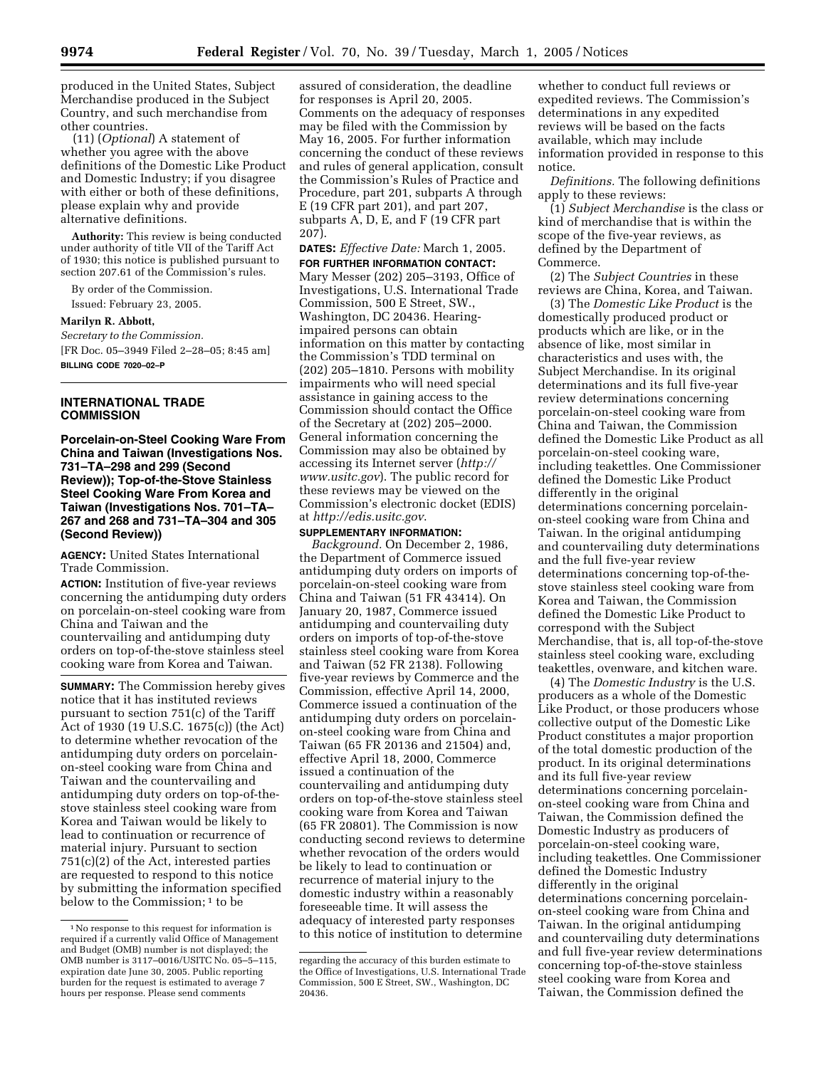produced in the United States, Subject Merchandise produced in the Subject Country, and such merchandise from other countries.

(11) (*Optional*) A statement of whether you agree with the above definitions of the Domestic Like Product and Domestic Industry; if you disagree with either or both of these definitions, please explain why and provide alternative definitions.

**Authority:** This review is being conducted under authority of title VII of the Tariff Act of 1930; this notice is published pursuant to section 207.61 of the Commission's rules.

By order of the Commission.

Issued: February 23, 2005.

**Marilyn R. Abbott,**

*Secretary to the Commission.*

[FR Doc. 05–3949 Filed 2–28–05; 8:45 am]

**BILLING CODE 7020–02–P**

## INTERNATIONAL TRADE COMMISSION

### Porcelain-on-Steel Cooking Ware From China and Taiwan (Investigations Nos. 731–TA–298 and 299 (Second Review)); Top-of-the-Stove Stainless Steel Cooking Ware From Korea and Taiwan (Investigations Nos. 701–TA–267 and 268 and 731–TA–304 and 305 (Second Review))

**AGENCY:** United States International Trade Commission.

**ACTION:** Institution of five-year reviews concerning the antidumping duty orders on porcelain-on-steel cooking ware from China and Taiwan and the countervailing and antidumping duty orders on top-of-the-stove stainless steel cooking ware from Korea and Taiwan.

**SUMMARY:** The Commission hereby gives notice that it has instituted reviews pursuant to section 751(c) of the Tariff Act of 1930 (19 U.S.C. 1675(c)) (the Act) to determine whether revocation of the antidumping duty orders on porcelain-on-steel cooking ware from China and Taiwan and the countervailing and antidumping duty orders on top-of-the-stove stainless steel cooking ware from Korea and Taiwan would be likely to lead to continuation or recurrence of material injury. Pursuant to section 751(c)(2) of the Act, interested parties are requested to respond to this notice by submitting the information specified below to the Commission;[1] to be assured of consideration, the deadline for responses is April 20, 2005. Comments on the adequacy of responses may be filed with the Commission by May 16, 2005. For further information concerning the conduct of these reviews and rules of general application, consult the Commission's Rules of Practice and Procedure, part 201, subparts A through E (19 CFR part 201), and part 207, subparts A, D, E, and F (19 CFR part 207).

**DATES:** *Effective Date:* March 1, 2005.

**FOR FURTHER INFORMATION CONTACT:** Mary Messer (202) 205–3193, Office of Investigations, U.S. International Trade Commission, 500 E Street, SW., Washington, DC 20436. Hearing-impaired persons can obtain information on this matter by contacting the Commission's TDD terminal on (202) 205–1810. Persons with mobility impairments who will need special assistance in gaining access to the Commission should contact the Office of the Secretary at (202) 205–2000. General information concerning the Commission may also be obtained by accessing its Internet server (*http://www.usitc.gov*). The public record for these reviews may be viewed on the Commission's electronic docket (EDIS) at *http://edis.usitc.gov*.

**SUPPLEMENTARY INFORMATION:**

*Background.* On December 2, 1986, the Department of Commerce issued antidumping duty orders on imports of porcelain-on-steel cooking ware from China and Taiwan (51 FR 43414). On January 20, 1987, Commerce issued antidumping and countervailing duty orders on imports of top-of-the-stove stainless steel cooking ware from Korea and Taiwan (52 FR 2138). Following five-year reviews by Commerce and the Commission, effective April 14, 2000, Commerce issued a continuation of the antidumping duty orders on porcelain-on-steel cooking ware from China and Taiwan (65 FR 20136 and 21504) and, effective April 18, 2000, Commerce issued a continuation of the countervailing and antidumping duty orders on top-of-the-stove stainless steel cooking ware from Korea and Taiwan (65 FR 20801). The Commission is now conducting second reviews to determine whether revocation of the orders would be likely to lead to continuation or recurrence of material injury to the domestic industry within a reasonably foreseeable time. It will assess the adequacy of interested party responses to this notice of institution to determine whether to conduct full reviews or expedited reviews. The Commission's determinations in any expedited reviews will be based on the facts available, which may include information provided in response to this notice.

*Definitions.* The following definitions apply to these reviews:

(1) *Subject Merchandise* is the class or kind of merchandise that is within the scope of the five-year reviews, as defined by the Department of Commerce.

(2) The *Subject Countries* in these reviews are China, Korea, and Taiwan.

(3) The *Domestic Like Product* is the domestically produced product or products which are like, or in the absence of like, most similar in characteristics and uses with, the Subject Merchandise. In its original determinations and its full five-year review determinations concerning porcelain-on-steel cooking ware from China and Taiwan, the Commission defined the Domestic Like Product as all porcelain-on-steel cooking ware, including teakettles. One Commissioner defined the Domestic Like Product differently in the original determinations concerning porcelain-on-steel cooking ware from China and Taiwan. In the original antidumping and countervailing duty determinations and the full five-year review determinations concerning top-of-the-stove stainless steel cooking ware from Korea and Taiwan, the Commission defined the Domestic Like Product to correspond with the Subject Merchandise, that is, all top-of-the-stove stainless steel cooking ware, excluding teakettles, ovenware, and kitchen ware.

(4) The *Domestic Industry* is the U.S. producers as a whole of the Domestic Like Product, or those producers whose collective output of the Domestic Like Product constitutes a major proportion of the total domestic production of the product. In its original determinations and its full five-year review determinations concerning porcelain-on-steel cooking ware from China and Taiwan, the Commission defined the Domestic Industry as producers of porcelain-on-steel cooking ware, including teakettles. One Commissioner defined the Domestic Industry differently in the original determinations concerning porcelain-on-steel cooking ware from China and Taiwan. In the original antidumping and countervailing duty determinations and full five-year review determinations concerning top-of-the-stove stainless steel cooking ware from Korea and Taiwan, the Commission defined the

[1] No response to this request for information is required if a currently valid Office of Management and Budget (OMB) number is not displayed; the OMB number is 3117–0016/USITC No. 05–5–115, expiration date June 30, 2005. Public reporting burden for the request is estimated to average 7 hours per response. Please send comments regarding the accuracy of this burden estimate to the Office of Investigations, U.S. International Trade Commission, 500 E Street, SW., Washington, DC 20436.